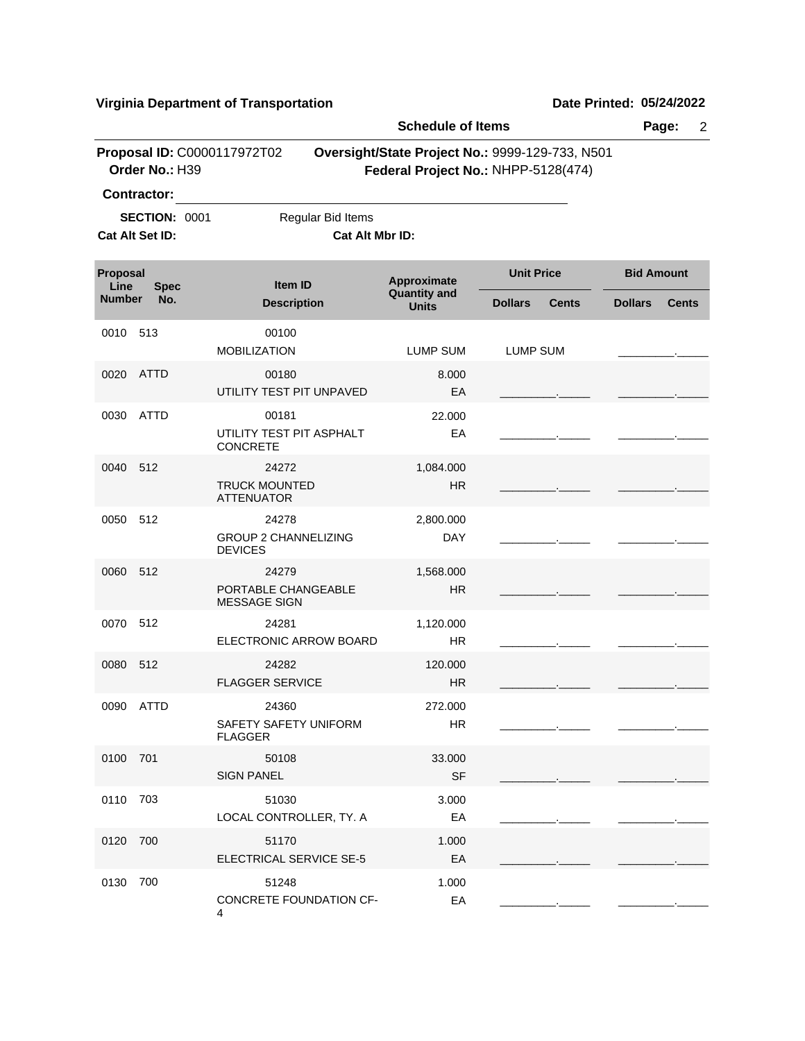**Virginia Department of Transportation** **Date Printed: 05/24/2022**

**Schedule of Items**

**Proposal ID:** C0000117972T02 **Oversight/State Project No.:** 9999-129-733, N501
**Order No.:** H39 **Federal Project No.:** NHPP-5128(474)

**Contractor:** ______________________________

**SECTION:** 0001 Regular Bid Items

**Cat Alt Set ID:** **Cat Alt Mbr ID:**

| Proposal Line Number | Spec No. | Item ID / Description | Approximate Quantity and Units | Unit Price Dollars | Unit Price Cents | Bid Amount Dollars | Bid Amount Cents |
|---|---|---|---|---|---|---|---|
| 0010 | 513 | 00100 MOBILIZATION | LUMP SUM | LUMP SUM | | ________ | _____ |
| 0020 | ATTD | 00180 UTILITY TEST PIT UNPAVED | 8.000 EA | ________ | _____ | ________ | _____ |
| 0030 | ATTD | 00181 UTILITY TEST PIT ASPHALT CONCRETE | 22.000 EA | ________ | _____ | ________ | _____ |
| 0040 | 512 | 24272 TRUCK MOUNTED ATTENUATOR | 1,084.000 HR | ________ | _____ | ________ | _____ |
| 0050 | 512 | 24278 GROUP 2 CHANNELIZING DEVICES | 2,800.000 DAY | ________ | _____ | ________ | _____ |
| 0060 | 512 | 24279 PORTABLE CHANGEABLE MESSAGE SIGN | 1,568.000 HR | ________ | _____ | ________ | _____ |
| 0070 | 512 | 24281 ELECTRONIC ARROW BOARD | 1,120.000 HR | ________ | _____ | ________ | _____ |
| 0080 | 512 | 24282 FLAGGER SERVICE | 120.000 HR | ________ | _____ | ________ | _____ |
| 0090 | ATTD | 24360 SAFETY SAFETY UNIFORM FLAGGER | 272.000 HR | ________ | _____ | ________ | _____ |
| 0100 | 701 | 50108 SIGN PANEL | 33.000 SF | ________ | _____ | ________ | _____ |
| 0110 | 703 | 51030 LOCAL CONTROLLER, TY. A | 3.000 EA | ________ | _____ | ________ | _____ |
| 0120 | 700 | 51170 ELECTRICAL SERVICE SE-5 | 1.000 EA | ________ | _____ | ________ | _____ |
| 0130 | 700 | 51248 CONCRETE FOUNDATION CF-4 | 1.000 EA | ________ | _____ | ________ | _____ |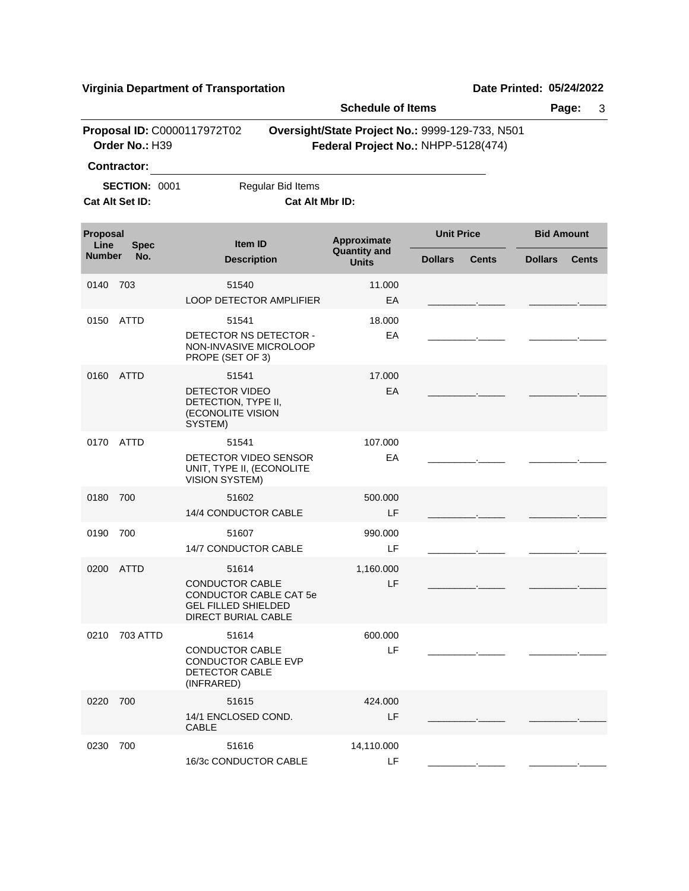**Virginia Department of Transportation** | **Date Printed: 05/24/2022**

**Schedule of Items**

**Proposal ID:** C0000117972T02 **Oversight/State Project No.:** 9999-129-733, N501
**Order No.:** H39 **Federal Project No.:** NHPP-5128(474)

**Contractor:** ______________________________

**SECTION:** 0001 Regular Bid Items
**Cat Alt Set ID:** **Cat Alt Mbr ID:**

| Proposal Line Number | Spec No. | Item ID / Description | Approximate Quantity and Units | Unit Price Dollars | Unit Price Cents | Bid Amount Dollars | Bid Amount Cents |
|---|---|---|---|---|---|---|---|
| 0140 | 703 | 51540<br>LOOP DETECTOR AMPLIFIER | 11.000<br>EA | | | | |
| 0150 | ATTD | 51541<br>DETECTOR NS DETECTOR - NON-INVASIVE MICROLOOP PROPE (SET OF 3) | 18.000<br>EA | | | | |
| 0160 | ATTD | 51541<br>DETECTOR VIDEO DETECTION, TYPE II, (ECONOLITE VISION SYSTEM) | 17.000<br>EA | | | | |
| 0170 | ATTD | 51541<br>DETECTOR VIDEO SENSOR UNIT, TYPE II, (ECONOLITE VISION SYSTEM) | 107.000<br>EA | | | | |
| 0180 | 700 | 51602<br>14/4 CONDUCTOR CABLE | 500.000<br>LF | | | | |
| 0190 | 700 | 51607<br>14/7 CONDUCTOR CABLE | 990.000<br>LF | | | | |
| 0200 | ATTD | 51614<br>CONDUCTOR CABLE CONDUCTOR CABLE CAT 5e GEL FILLED SHIELDED DIRECT BURIAL CABLE | 1,160.000<br>LF | | | | |
| 0210 | 703 ATTD | 51614<br>CONDUCTOR CABLE CONDUCTOR CABLE EVP DETECTOR CABLE (INFRARED) | 600.000<br>LF | | | | |
| 0220 | 700 | 51615<br>14/1 ENCLOSED COND. CABLE | 424.000<br>LF | | | | |
| 0230 | 700 | 51616<br>16/3c CONDUCTOR CABLE | 14,110.000<br>LF | | | | |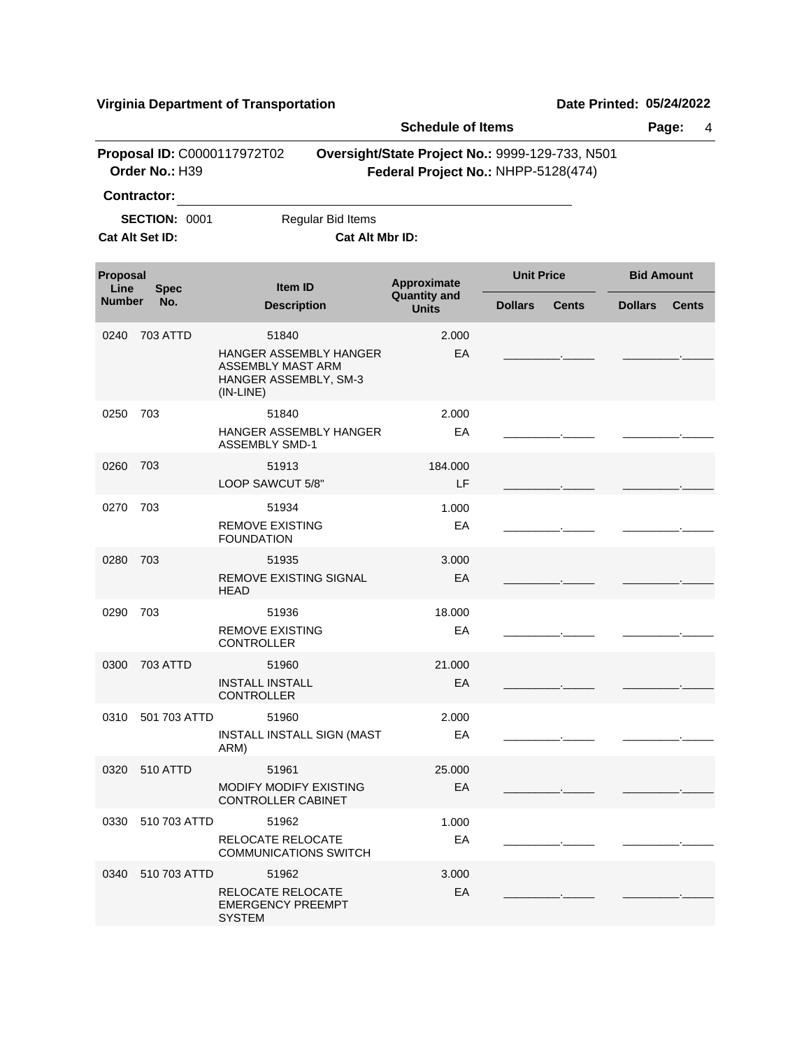**Virginia Department of Transportation** **Date Printed: 05/24/2022**

**Schedule of Items**

**Proposal ID:** C0000117972T02 **Oversight/State Project No.:** 9999-129-733, N501
**Order No.:** H39 **Federal Project No.:** NHPP-5128(474)

**Contractor:** ______________________________

**SECTION:** 0001 Regular Bid Items

**Cat Alt Set ID:** **Cat Alt Mbr ID:**

| Proposal Line Number | Spec No. | Item ID / Description | Approximate Quantity and Units | Unit Price Dollars | Unit Price Cents | Bid Amount Dollars | Bid Amount Cents |
|---|---|---|---|---|---|---|---|
| 0240 | 703 ATTD | 51840 HANGER ASSEMBLY HANGER ASSEMBLY MAST ARM HANGER ASSEMBLY, SM-3 (IN-LINE) | 2.000 EA | | | | |
| 0250 | 703 | 51840 HANGER ASSEMBLY HANGER ASSEMBLY SMD-1 | 2.000 EA | | | | |
| 0260 | 703 | 51913 LOOP SAWCUT 5/8" | 184.000 LF | | | | |
| 0270 | 703 | 51934 REMOVE EXISTING FOUNDATION | 1.000 EA | | | | |
| 0280 | 703 | 51935 REMOVE EXISTING SIGNAL HEAD | 3.000 EA | | | | |
| 0290 | 703 | 51936 REMOVE EXISTING CONTROLLER | 18.000 EA | | | | |
| 0300 | 703 ATTD | 51960 INSTALL INSTALL CONTROLLER | 21.000 EA | | | | |
| 0310 | 501 703 ATTD | 51960 INSTALL INSTALL SIGN (MAST ARM) | 2.000 EA | | | | |
| 0320 | 510 ATTD | 51961 MODIFY MODIFY EXISTING CONTROLLER CABINET | 25.000 EA | | | | |
| 0330 | 510 703 ATTD | 51962 RELOCATE RELOCATE COMMUNICATIONS SWITCH | 1.000 EA | | | | |
| 0340 | 510 703 ATTD | 51962 RELOCATE RELOCATE EMERGENCY PREEMPT SYSTEM | 3.000 EA | | | | |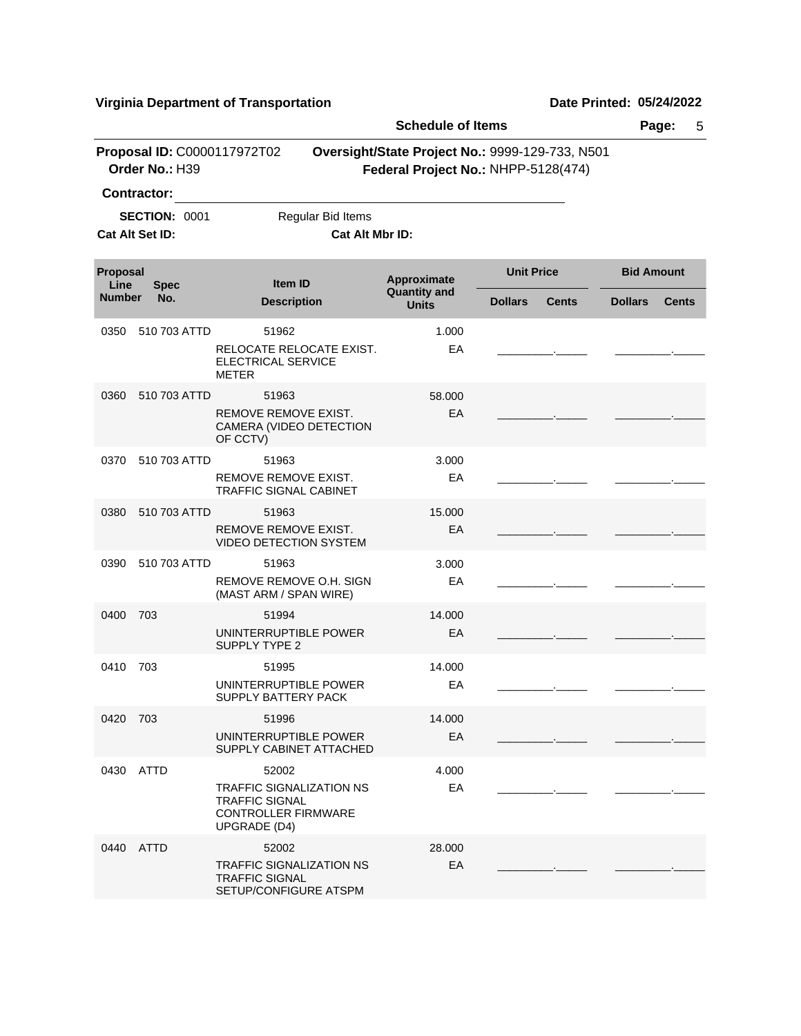**Virginia Department of Transportation** | **Date Printed: 05/24/2022**

**Schedule of Items** | **Page:** 5

**Proposal ID:** C0000117972T02 | **Oversight/State Project No.:** 9999-129-733, N501

**Order No.:** H39 | **Federal Project No.:** NHPP-5128(474)

**Contractor:** ______________________________

**SECTION:** 0001 Regular Bid Items

**Cat Alt Set ID:** **Cat Alt Mbr ID:**

| Proposal Line Number | Spec No. | Item ID / Description | Approximate Quantity and Units | Unit Price Dollars | Unit Price Cents | Bid Amount Dollars | Bid Amount Cents |
|---|---|---|---|---|---|---|---|
| 0350 | 510 703 ATTD | 51962<br>RELOCATE RELOCATE EXIST. ELECTRICAL SERVICE METER | 1.000<br>EA | _________ | _____ | _________ | _____ |
| 0360 | 510 703 ATTD | 51963<br>REMOVE REMOVE EXIST. CAMERA (VIDEO DETECTION OF CCTV) | 58.000<br>EA | _________ | _____ | _________ | _____ |
| 0370 | 510 703 ATTD | 51963<br>REMOVE REMOVE EXIST. TRAFFIC SIGNAL CABINET | 3.000<br>EA | _________ | _____ | _________ | _____ |
| 0380 | 510 703 ATTD | 51963<br>REMOVE REMOVE EXIST. VIDEO DETECTION SYSTEM | 15.000<br>EA | _________ | _____ | _________ | _____ |
| 0390 | 510 703 ATTD | 51963<br>REMOVE REMOVE O.H. SIGN (MAST ARM / SPAN WIRE) | 3.000<br>EA | _________ | _____ | _________ | _____ |
| 0400 | 703 | 51994<br>UNINTERRUPTIBLE POWER SUPPLY TYPE 2 | 14.000<br>EA | _________ | _____ | _________ | _____ |
| 0410 | 703 | 51995<br>UNINTERRUPTIBLE POWER SUPPLY BATTERY PACK | 14.000<br>EA | _________ | _____ | _________ | _____ |
| 0420 | 703 | 51996<br>UNINTERRUPTIBLE POWER SUPPLY CABINET ATTACHED | 14.000<br>EA | _________ | _____ | _________ | _____ |
| 0430 | ATTD | 52002<br>TRAFFIC SIGNALIZATION NS TRAFFIC SIGNAL CONTROLLER FIRMWARE UPGRADE (D4) | 4.000<br>EA | _________ | _____ | _________ | _____ |
| 0440 | ATTD | 52002<br>TRAFFIC SIGNALIZATION NS TRAFFIC SIGNAL SETUP/CONFIGURE ATSPM | 28.000<br>EA | _________ | _____ | _________ | _____ |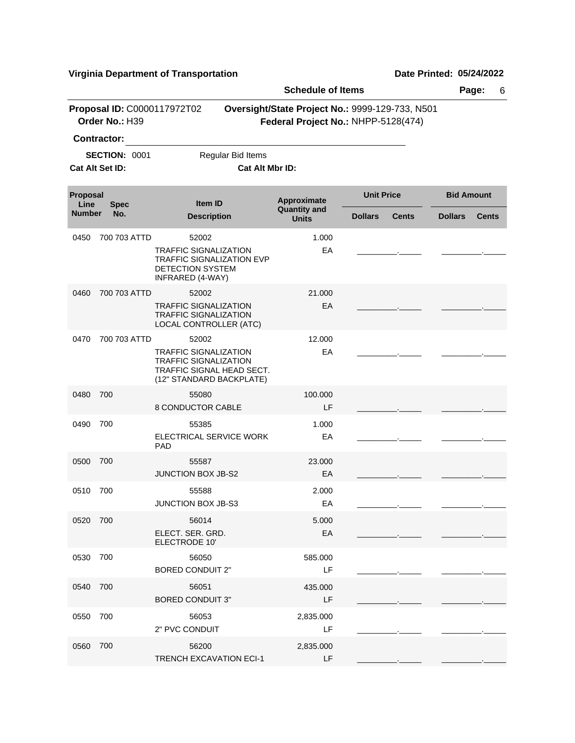**Virginia Department of Transportation** **Date Printed: 05/24/2022**

**Schedule of Items**

**Proposal ID:** C0000117972T02 **Oversight/State Project No.:** 9999-129-733, N501
**Order No.:** H39 **Federal Project No.:** NHPP-5128(474)

**Contractor:** ______________________________

**SECTION:** 0001 Regular Bid Items

**Cat Alt Set ID:** **Cat Alt Mbr ID:**

| Proposal Line Number | Spec No. | Item ID / Description | Approximate Quantity and Units | Unit Price Dollars | Unit Price Cents | Bid Amount Dollars | Bid Amount Cents |
|---|---|---|---|---|---|---|---|
| 0450 | 700 703 ATTD | 52002 TRAFFIC SIGNALIZATION TRAFFIC SIGNALIZATION EVP DETECTION SYSTEM INFRARED (4-WAY) | 1.000 EA | ________ | _____ | ________ | _____ |
| 0460 | 700 703 ATTD | 52002 TRAFFIC SIGNALIZATION TRAFFIC SIGNALIZATION LOCAL CONTROLLER (ATC) | 21.000 EA | ________ | _____ | ________ | _____ |
| 0470 | 700 703 ATTD | 52002 TRAFFIC SIGNALIZATION TRAFFIC SIGNALIZATION TRAFFIC SIGNAL HEAD SECT. (12" STANDARD BACKPLATE) | 12.000 EA | ________ | _____ | ________ | _____ |
| 0480 | 700 | 55080 8 CONDUCTOR CABLE | 100.000 LF | ________ | _____ | ________ | _____ |
| 0490 | 700 | 55385 ELECTRICAL SERVICE WORK PAD | 1.000 EA | ________ | _____ | ________ | _____ |
| 0500 | 700 | 55587 JUNCTION BOX JB-S2 | 23.000 EA | ________ | _____ | ________ | _____ |
| 0510 | 700 | 55588 JUNCTION BOX JB-S3 | 2.000 EA | ________ | _____ | ________ | _____ |
| 0520 | 700 | 56014 ELECT. SER. GRD. ELECTRODE 10' | 5.000 EA | ________ | _____ | ________ | _____ |
| 0530 | 700 | 56050 BORED CONDUIT 2" | 585.000 LF | ________ | _____ | ________ | _____ |
| 0540 | 700 | 56051 BORED CONDUIT 3" | 435.000 LF | ________ | _____ | ________ | _____ |
| 0550 | 700 | 56053 2" PVC CONDUIT | 2,835.000 LF | ________ | _____ | ________ | _____ |
| 0560 | 700 | 56200 TRENCH EXCAVATION ECI-1 | 2,835.000 LF | ________ | _____ | ________ | _____ |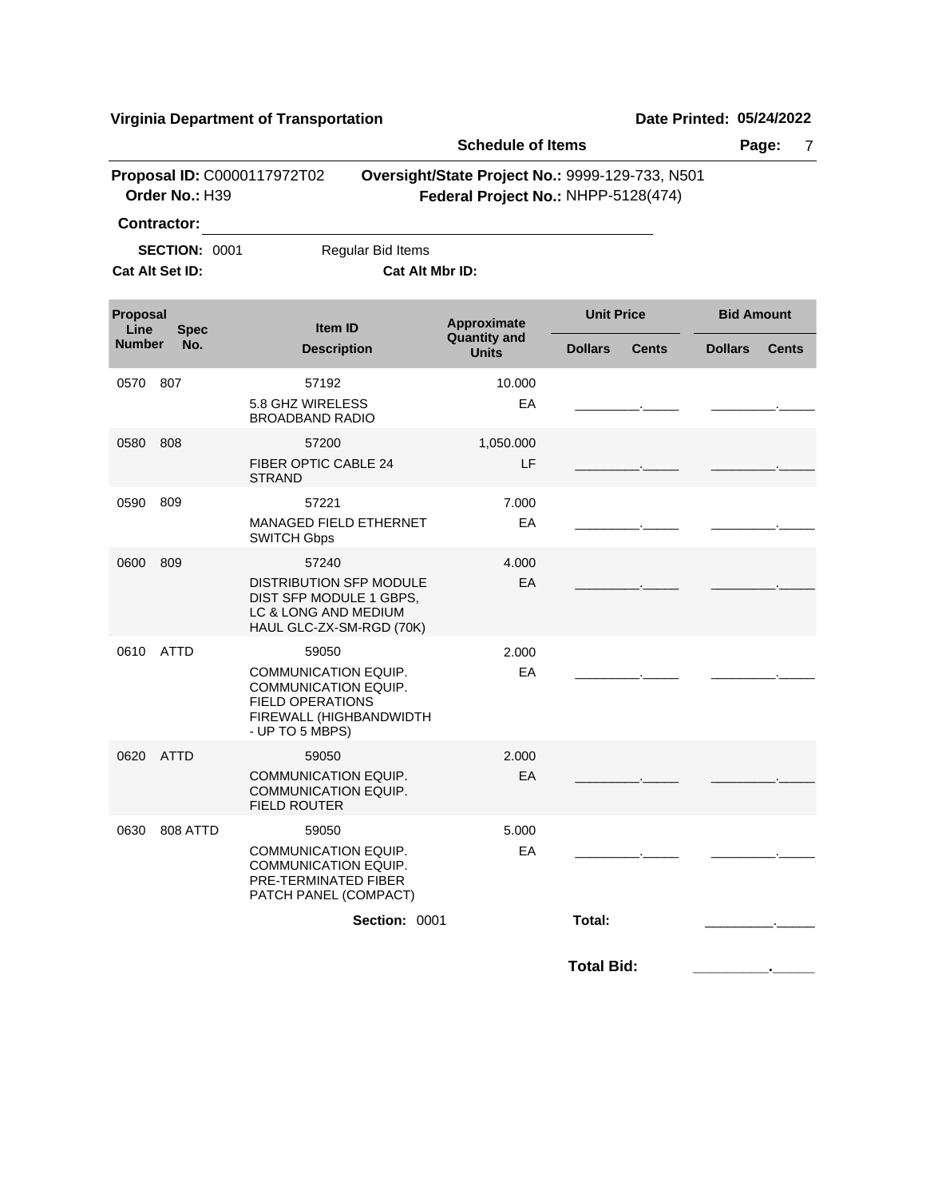**Virginia Department of Transportation** **Date Printed: 05/24/2022**

**Schedule of Items**

**Proposal ID:** C0000117972T02 **Oversight/State Project No.:** 9999-129-733, N501
**Order No.:** H39 **Federal Project No.:** NHPP-5128(474)

**Contractor:** ______________________________

**SECTION:** 0001 Regular Bid Items

**Cat Alt Set ID:** **Cat Alt Mbr ID:**

| Proposal Line Number | Spec No. | Item ID / Description | Approximate Quantity and Units | Unit Price Dollars | Unit Price Cents | Bid Amount Dollars | Bid Amount Cents |
|---|---|---|---|---|---|---|---|
| 0570 | 807 | 57192<br>5.8 GHZ WIRELESS BROADBAND RADIO | 10.000<br>EA | ________ | _____ | ________ | _____ |
| 0580 | 808 | 57200<br>FIBER OPTIC CABLE 24 STRAND | 1,050.000<br>LF | ________ | _____ | ________ | _____ |
| 0590 | 809 | 57221<br>MANAGED FIELD ETHERNET SWITCH Gbps | 7.000<br>EA | ________ | _____ | ________ | _____ |
| 0600 | 809 | 57240<br>DISTRIBUTION SFP MODULE DIST SFP MODULE 1 GBPS, LC & LONG AND MEDIUM HAUL GLC-ZX-SM-RGD (70K) | 4.000<br>EA | ________ | _____ | ________ | _____ |
| 0610 | ATTD | 59050<br>COMMUNICATION EQUIP. COMMUNICATION EQUIP. FIELD OPERATIONS FIREWALL (HIGHBANDWIDTH - UP TO 5 MBPS) | 2.000<br>EA | ________ | _____ | ________ | _____ |
| 0620 | ATTD | 59050<br>COMMUNICATION EQUIP. COMMUNICATION EQUIP. FIELD ROUTER | 2.000<br>EA | ________ | _____ | ________ | _____ |
| 0630 | 808 ATTD | 59050<br>COMMUNICATION EQUIP. COMMUNICATION EQUIP. PRE-TERMINATED FIBER PATCH PANEL (COMPACT) | 5.000<br>EA | ________ | _____ | ________ | _____ |

**Section:** 0001 **Total:** ________._____

**Total Bid:** ________._____